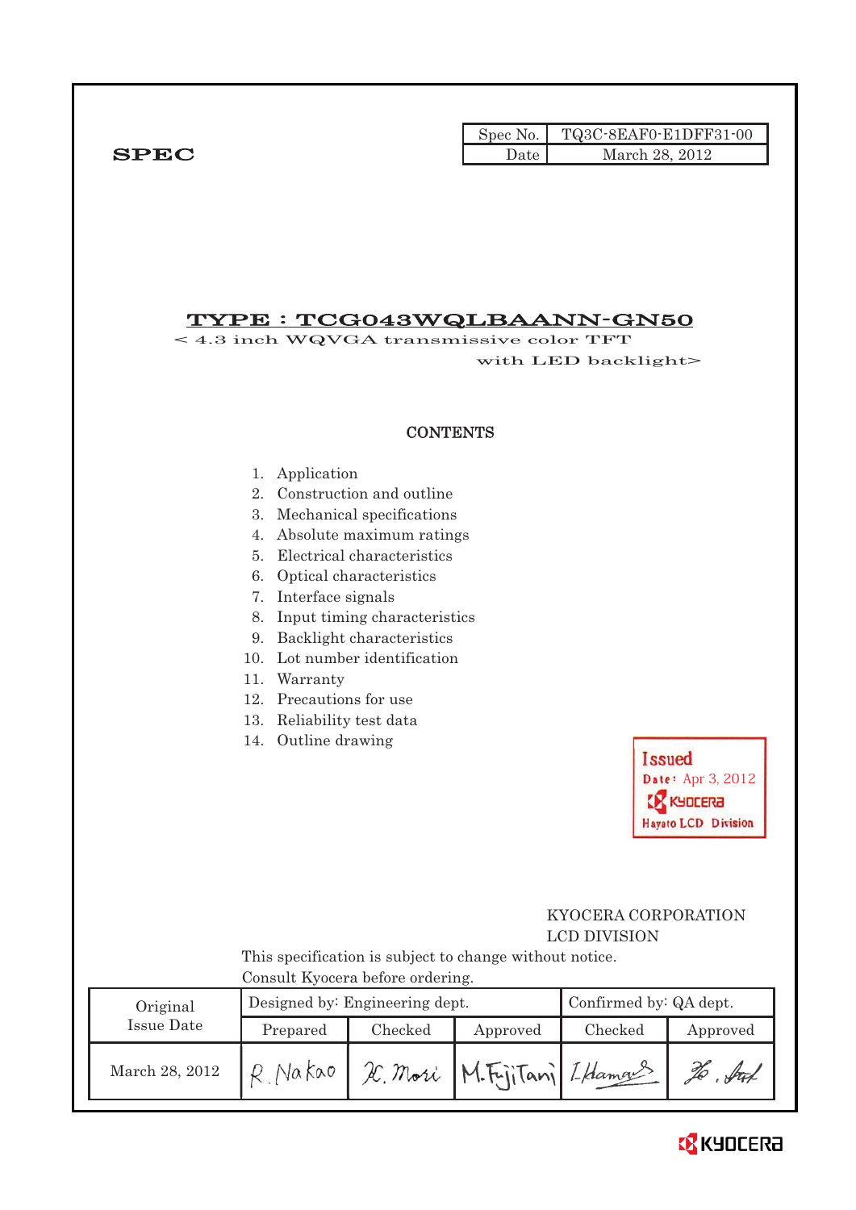**SPEC**

| Spec No. | TQ3C-8EAF0-E1DFF31-00 |
|---|---|
| Date | March 28, 2012 |

# TYPE : TCG043WQLBAANN-GN50

< 4.3 inch WQVGA transmissive color TFT with LED backlight>

## CONTENTS

1. Application
2. Construction and outline
3. Mechanical specifications
4. Absolute maximum ratings
5. Electrical characteristics
6. Optical characteristics
7. Interface signals
8. Input timing characteristics
9. Backlight characteristics
10. Lot number identification
11. Warranty
12. Precautions for use
13. Reliability test data
14. Outline drawing

Issued
Date: Apr 3, 2012
KYOCERA
Hayato LCD Division

KYOCERA CORPORATION
LCD DIVISION

This specification is subject to change without notice.
Consult Kyocera before ordering.

| Original Issue Date | Designed by: Engineering dept. | | | Confirmed by: QA dept. | |
|---|---|---|---|---|---|
| | Prepared | Checked | Approved | Checked | Approved |
| March 28, 2012 | R. Nakao | K. Mori | M. Fujitani | I. Hamano | (signature) |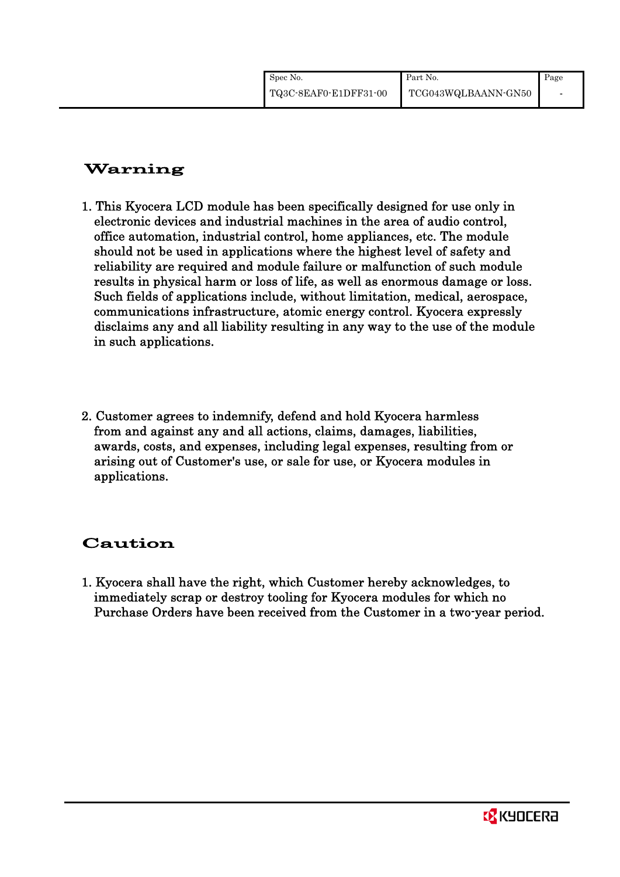## Warning

1. This Kyocera LCD module has been specifically designed for use only in electronic devices and industrial machines in the area of audio control, office automation, industrial control, home appliances, etc. The module should not be used in applications where the highest level of safety and reliability are required and module failure or malfunction of such module results in physical harm or loss of life, as well as enormous damage or loss. Such fields of applications include, without limitation, medical, aerospace, communications infrastructure, atomic energy control. Kyocera expressly disclaims any and all liability resulting in any way to the use of the module in such applications.

2. Customer agrees to indemnify, defend and hold Kyocera harmless from and against any and all actions, claims, damages, liabilities, awards, costs, and expenses, including legal expenses, resulting from or arising out of Customer's use, or sale for use, or Kyocera modules in applications.

## Caution

1. Kyocera shall have the right, which Customer hereby acknowledges, to immediately scrap or destroy tooling for Kyocera modules for which no Purchase Orders have been received from the Customer in a two-year period.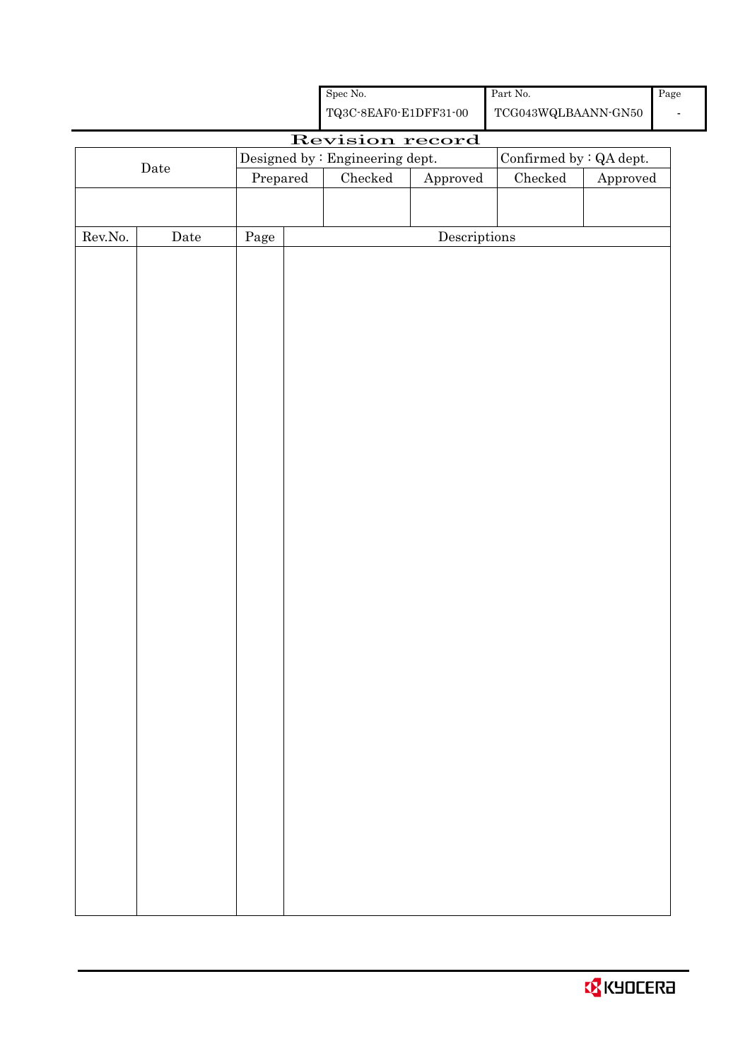| Spec No. | Part No. | Page |
|---|---|---|
| TQ3C-8EAF0-E1DFF31-00 | TCG043WQLBAANN-GN50 | - |

# Revision record

| Date | Designed by : Engineering dept. | | | Confirmed by : QA dept. | |
|---|---|---|---|---|---|
| | Prepared | Checked | Approved | Checked | Approved |
| | | | | | |

| Rev.No. | Date | Page | Descriptions |
|---|---|---|---|
| | | | |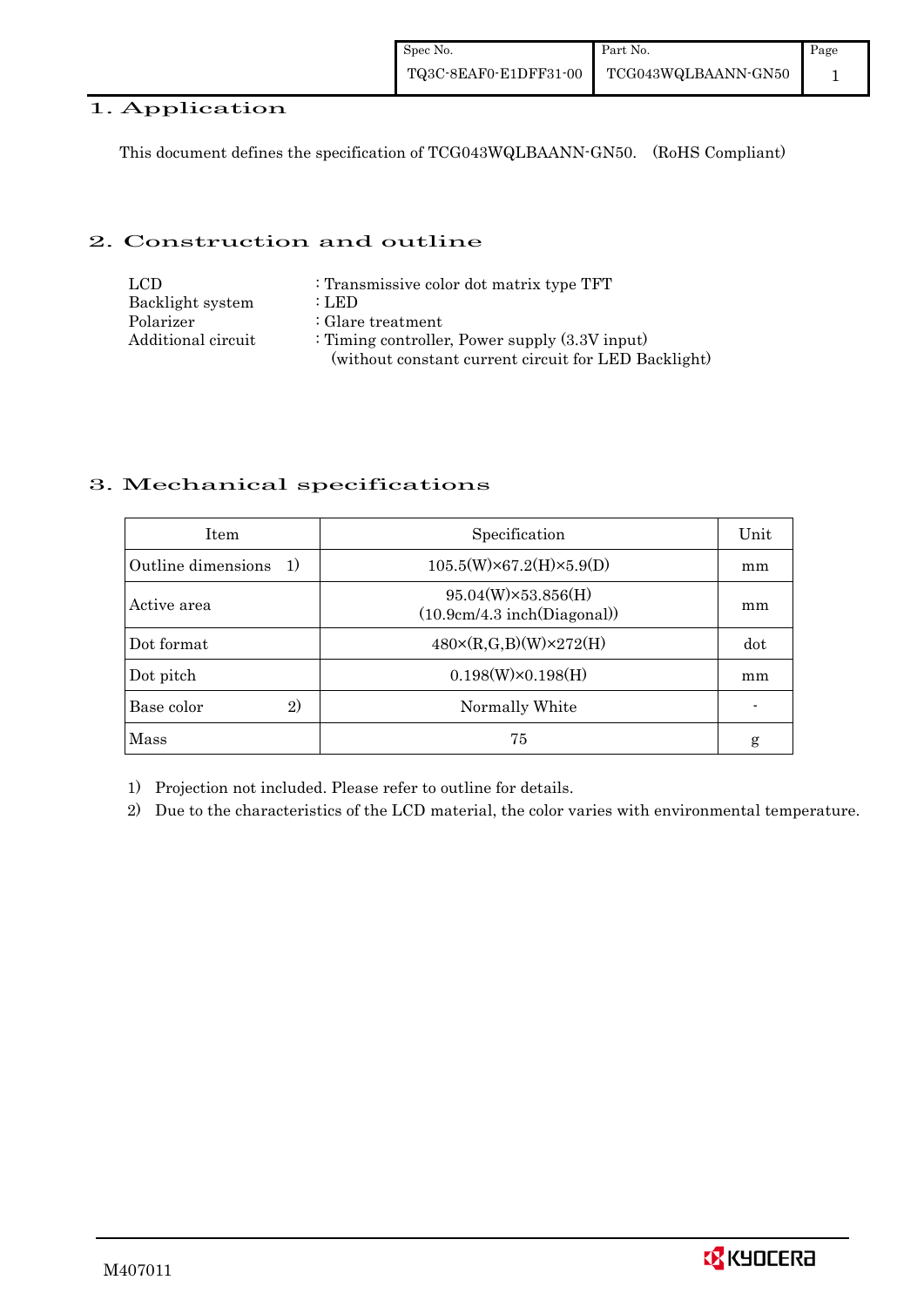## 1. Application

This document defines the specification of TCG043WQLBAANN-GN50. (RoHS Compliant)

## 2. Construction and outline

| | |
|---|---|
| LCD | : Transmissive color dot matrix type TFT |
| Backlight system | : LED |
| Polarizer | : Glare treatment |
| Additional circuit | : Timing controller, Power supply (3.3V input) (without constant current circuit for LED Backlight) |

## 3. Mechanical specifications

| Item | Specification | Unit |
|---|---|---|
| Outline dimensions 1) | 105.5(W)×67.2(H)×5.9(D) | mm |
| Active area | 95.04(W)×53.856(H) (10.9cm/4.3 inch(Diagonal)) | mm |
| Dot format | 480×(R,G,B)(W)×272(H) | dot |
| Dot pitch | 0.198(W)×0.198(H) | mm |
| Base color 2) | Normally White | - |
| Mass | 75 | g |

1) Projection not included. Please refer to outline for details.

2) Due to the characteristics of the LCD material, the color varies with environmental temperature.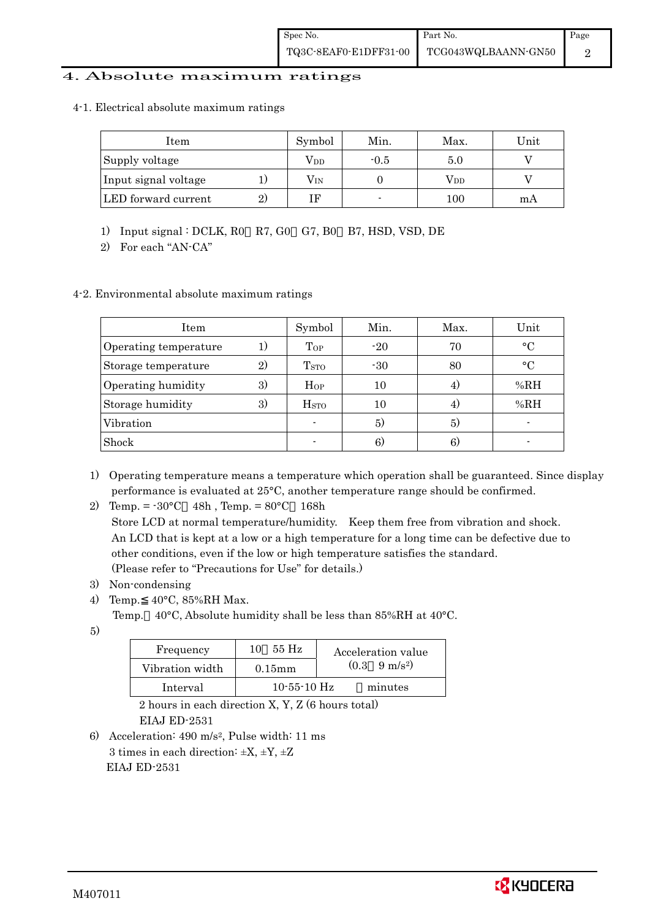# 4. Absolute maximum ratings

## 4-1. Electrical absolute maximum ratings

| Item | | Symbol | Min. | Max. | Unit |
|---|---|---|---|---|---|
| Supply voltage | | $V_{DD}$ | -0.5 | 5.0 | V |
| Input signal voltage | 1) | $V_{IN}$ | 0 | $V_{DD}$ | V |
| LED forward current | 2) | IF | - | 100 | mA |

1) Input signal : DCLK, R0～R7, G0～G7, B0～B7, HSD, VSD, DE

2) For each "AN-CA"

## 4-2. Environmental absolute maximum ratings

| Item | | Symbol | Min. | Max. | Unit |
|---|---|---|---|---|---|
| Operating temperature | 1) | $T_{OP}$ | -20 | 70 | °C |
| Storage temperature | 2) | $T_{STO}$ | -30 | 80 | °C |
| Operating humidity | 3) | $H_{OP}$ | 10 | 4) | %RH |
| Storage humidity | 3) | $H_{STO}$ | 10 | 4) | %RH |
| Vibration | | - | 5) | 5) | - |
| Shock | | - | 6) | 6) | - |

1) Operating temperature means a temperature which operation shall be guaranteed. Since display performance is evaluated at 25°C, another temperature range should be confirmed.

2) Temp. = -30°C＜48h , Temp. = 80°C＜168h
Store LCD at normal temperature/humidity. Keep them free from vibration and shock.
An LCD that is kept at a low or a high temperature for a long time can be defective due to other conditions, even if the low or high temperature satisfies the standard.
(Please refer to "Precautions for Use" for details.)

3) Non-condensing

4) Temp.≦40°C, 85%RH Max.
Temp.＞40°C, Absolute humidity shall be less than 85%RH at 40°C.

5)

| Frequency | 10～55 Hz | Acceleration value $(0.3\sim 9\ m/s^2)$ |
|---|---|---|
| Vibration width | 0.15mm | |
| Interval | 10-55-10 Hz | 1 minutes |

2 hours in each direction X, Y, Z (6 hours total)
EIAJ ED-2531

6) Acceleration: 490 $m/s^2$, Pulse width: 11 ms
3 times in each direction: ±X, ±Y, ±Z
EIAJ ED-2531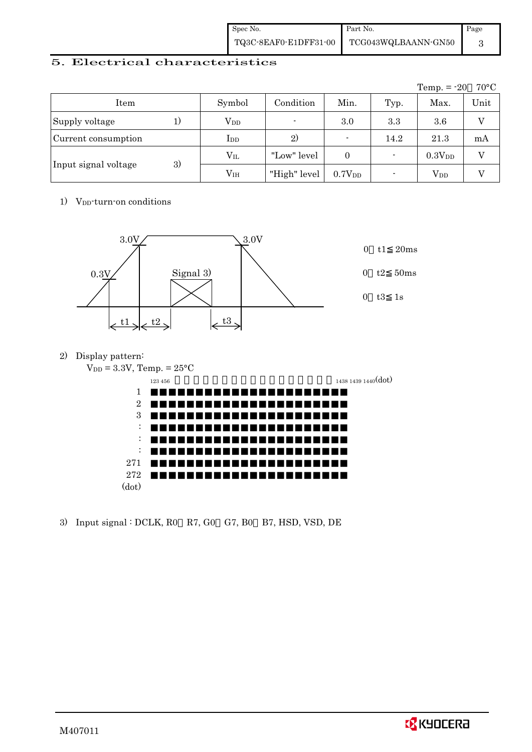## 5. Electrical characteristics

Temp. = -20～70°C

| Item | | Symbol | Condition | Min. | Typ. | Max. | Unit |
|---|---|---|---|---|---|---|---|
| Supply voltage | 1) | $V_{DD}$ | - | 3.0 | 3.3 | 3.6 | V |
| Current consumption | | $I_{DD}$ | 2) | - | 14.2 | 21.3 | mA |
| Input signal voltage | 3) | $V_{IL}$ | "Low" level | 0 | - | $0.3V_{DD}$ | V |
| | | $V_{IH}$ | "High" level | $0.7V_{DD}$ | - | $V_{DD}$ | V |

1) $V_{DD}$-turn-on conditions

3.0V 3.0V 0.3V Signal 3) t1 t2 t3

0＜t1≦20ms

0＜t2≦50ms

0＜t3≦1s

2) Display pattern:

$V_{DD}$ = 3.3V, Temp. = 25°C

123 456 … 1438 1439 1440(dot)

1, 2, 3, :, :, :, 271, 272 (dot)

3) Input signal : DCLK, R0～R7, G0～G7, B0～B7, HSD, VSD, DE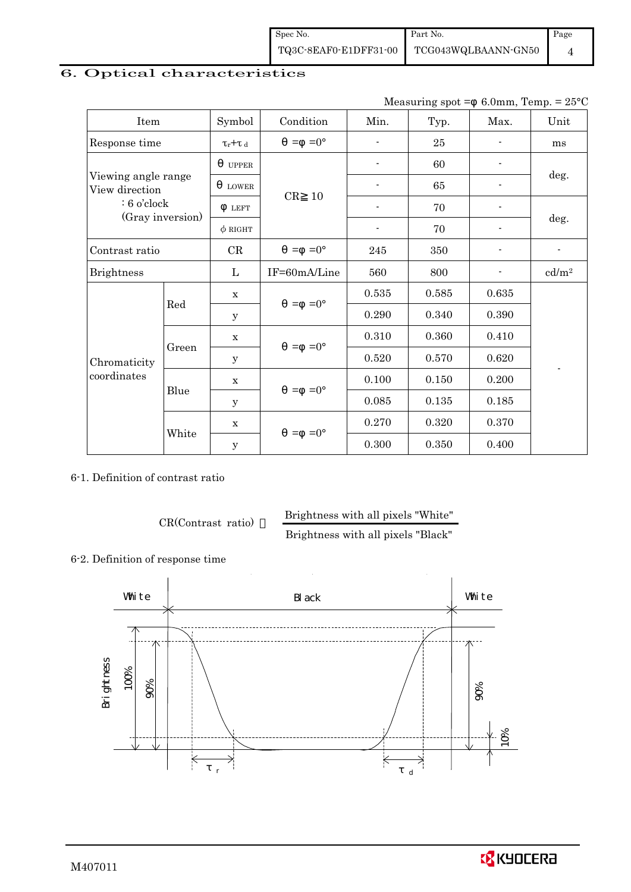## 6. Optical characteristics

Measuring spot =φ 6.0mm, Temp. = 25°C

| Item | | Symbol | Condition | Min. | Typ. | Max. | Unit |
|---|---|---|---|---|---|---|---|
| Response time | | $\tau_r+\tau_d$ | θ =φ =0° | - | 25 | - | ms |
| Viewing angle range View direction : 6 o'clock (Gray inversion) | | $\theta_{UPPER}$ | CR≧10 | - | 60 | - | deg. |
| | | $\theta_{LOWER}$ | | - | 65 | - | |
| | | $\phi_{LEFT}$ | | - | 70 | - | deg. |
| | | $\phi_{RIGHT}$ | | - | 70 | - | |
| Contrast ratio | | CR | θ =φ =0° | 245 | 350 | - | - |
| Brightness | | L | IF=60mA/Line | 560 | 800 | - | cd/m² |
| Chromaticity coordinates | Red | x | θ =φ =0° | 0.535 | 0.585 | 0.635 | - |
| | | y | | 0.290 | 0.340 | 0.390 | |
| | Green | x | θ =φ =0° | 0.310 | 0.360 | 0.410 | |
| | | y | | 0.520 | 0.570 | 0.620 | |
| | Blue | x | θ =φ =0° | 0.100 | 0.150 | 0.200 | |
| | | y | | 0.085 | 0.135 | 0.185 | |
| | White | x | θ =φ =0° | 0.270 | 0.320 | 0.370 | |
| | | y | | 0.300 | 0.350 | 0.400 | |

6-1. Definition of contrast ratio

$$\text{CR(Contrast ratio)} = \frac{\text{Brightness with all pixels "White"}}{\text{Brightness with all pixels "Black"}}$$

6-2. Definition of response time

White | Black | White

Brightness: 100%, 90%, 10%

$\tau_r$, $\tau_d$

M407011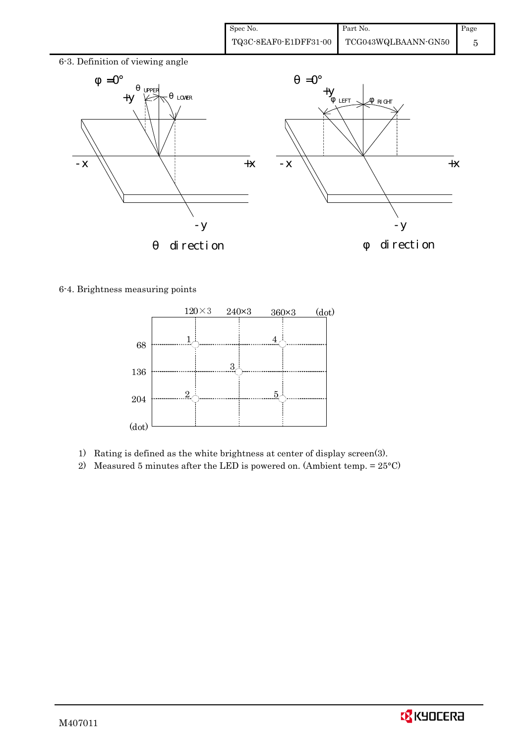6-3. Definition of viewing angle

φ =0°

θ direction

θ =0°

φ direction

6-4. Brightness measuring points

1) Rating is defined as the white brightness at center of display screen(3).
2) Measured 5 minutes after the LED is powered on. (Ambient temp. = 25°C)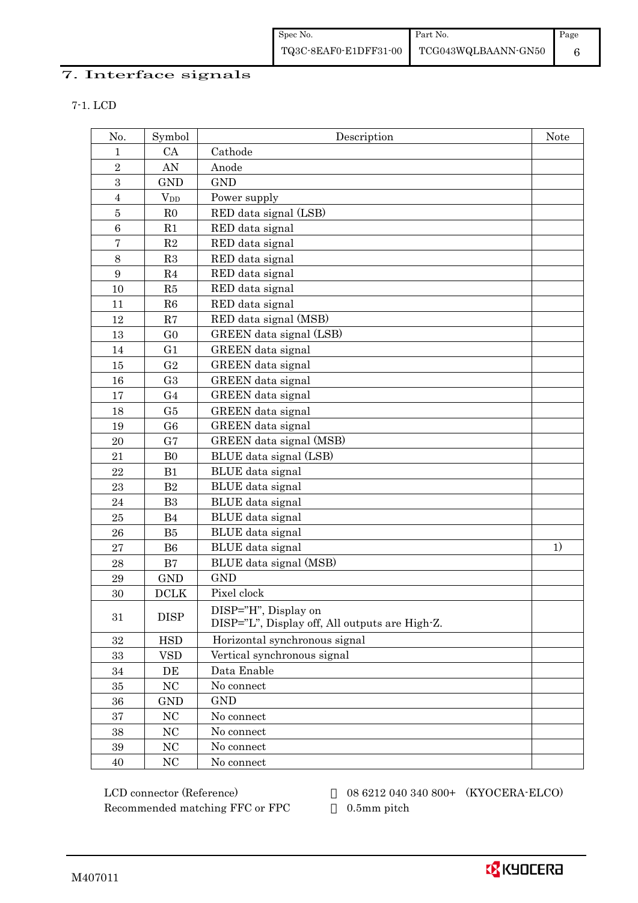## 7. Interface signals

### 7-1. LCD

| No. | Symbol | Description | Note |
|---|---|---|---|
| 1 | CA | Cathode | |
| 2 | AN | Anode | |
| 3 | GND | GND | |
| 4 | $V_{DD}$ | Power supply | |
| 5 | R0 | RED data signal (LSB) | |
| 6 | R1 | RED data signal | |
| 7 | R2 | RED data signal | |
| 8 | R3 | RED data signal | |
| 9 | R4 | RED data signal | |
| 10 | R5 | RED data signal | |
| 11 | R6 | RED data signal | |
| 12 | R7 | RED data signal (MSB) | |
| 13 | G0 | GREEN data signal (LSB) | |
| 14 | G1 | GREEN data signal | |
| 15 | G2 | GREEN data signal | |
| 16 | G3 | GREEN data signal | |
| 17 | G4 | GREEN data signal | |
| 18 | G5 | GREEN data signal | |
| 19 | G6 | GREEN data signal | |
| 20 | G7 | GREEN data signal (MSB) | |
| 21 | B0 | BLUE data signal (LSB) | |
| 22 | B1 | BLUE data signal | |
| 23 | B2 | BLUE data signal | |
| 24 | B3 | BLUE data signal | |
| 25 | B4 | BLUE data signal | |
| 26 | B5 | BLUE data signal | |
| 27 | B6 | BLUE data signal | 1) |
| 28 | B7 | BLUE data signal (MSB) | |
| 29 | GND | GND | |
| 30 | DCLK | Pixel clock | |
| 31 | DISP | DISP="H", Display on<br>DISP="L", Display off, All outputs are High-Z. | |
| 32 | HSD | Horizontal synchronous signal | |
| 33 | VSD | Vertical synchronous signal | |
| 34 | DE | Data Enable | |
| 35 | NC | No connect | |
| 36 | GND | GND | |
| 37 | NC | No connect | |
| 38 | NC | No connect | |
| 39 | NC | No connect | |
| 40 | NC | No connect | |

LCD connector (Reference) : 08 6212 040 340 800+ (KYOCERA-ELCO)

Recommended matching FFC or FPC : 0.5mm pitch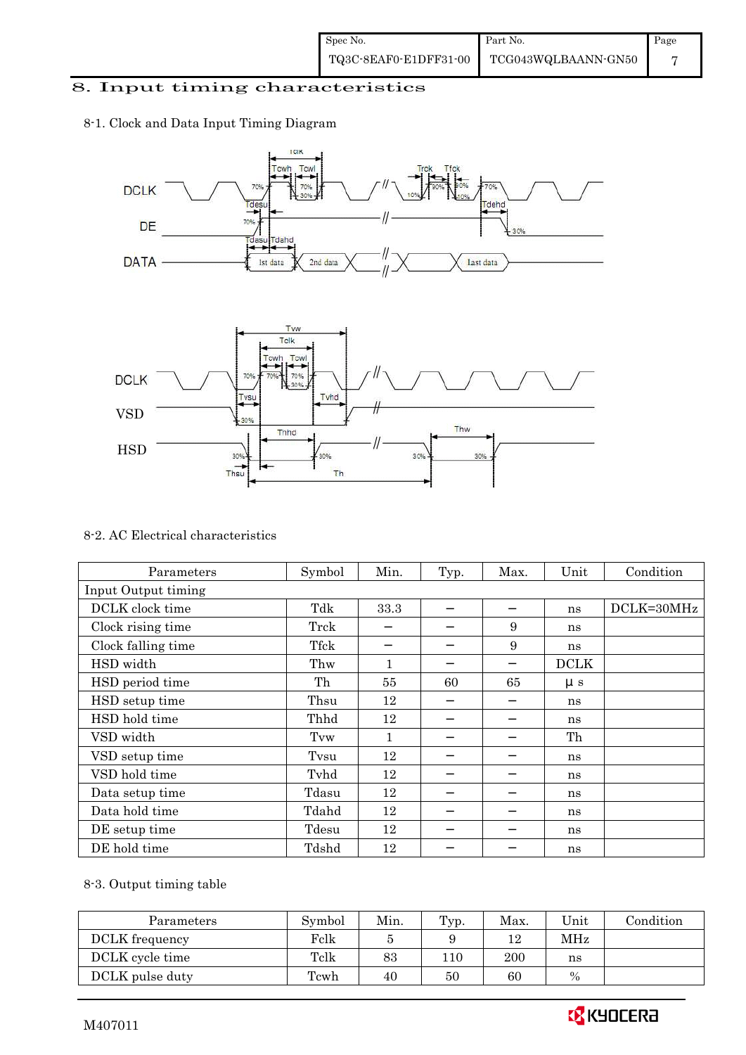# 8. Input timing characteristics

8-1. Clock and Data Input Timing Diagram

8-2. AC Electrical characteristics

| Parameters | Symbol | Min. | Typ. | Max. | Unit | Condition |
|---|---|---|---|---|---|---|
| Input Output timing | | | | | | |
| DCLK clock time | Tdk | 33.3 | − | − | ns | DCLK=30MHz |
| Clock rising time | Trck | − | − | 9 | ns | |
| Clock falling time | Tfck | − | − | 9 | ns | |
| HSD width | Thw | 1 | − | − | DCLK | |
| HSD period time | Th | 55 | 60 | 65 | μ s | |
| HSD setup time | Thsu | 12 | − | − | ns | |
| HSD hold time | Thhd | 12 | − | − | ns | |
| VSD width | Tvw | 1 | − | − | Th | |
| VSD setup time | Tvsu | 12 | − | − | ns | |
| VSD hold time | Tvhd | 12 | − | − | ns | |
| Data setup time | Tdasu | 12 | − | − | ns | |
| Data hold time | Tdahd | 12 | − | − | ns | |
| DE setup time | Tdesu | 12 | − | − | ns | |
| DE hold time | Tdshd | 12 | − | − | ns | |

8-3. Output timing table

| Parameters | Symbol | Min. | Typ. | Max. | Unit | Condition |
|---|---|---|---|---|---|---|
| DCLK frequency | Fclk | 5 | 9 | 12 | MHz | |
| DCLK cycle time | Tclk | 83 | 110 | 200 | ns | |
| DCLK pulse duty | Tcwh | 40 | 50 | 60 | % | |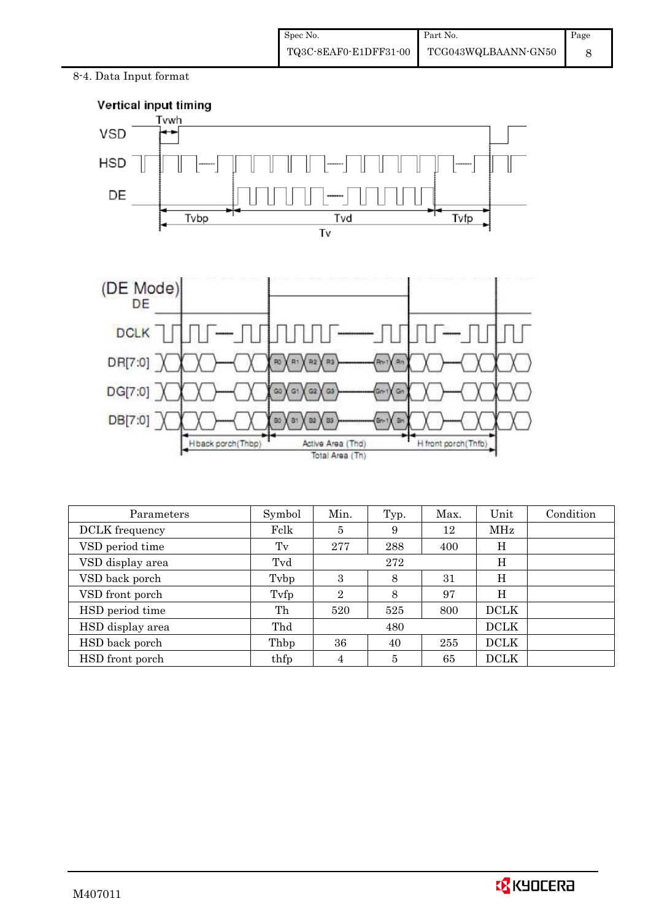8-4. Data Input format

Vertical input timing

(DE Mode)

| Parameters | Symbol | Min. | Typ. | Max. | Unit | Condition |
|---|---|---|---|---|---|---|
| DCLK frequency | Fclk | 5 | 9 | 12 | MHz | |
| VSD period time | Tv | 277 | 288 | 400 | H | |
| VSD display area | Tvd | | 272 | | H | |
| VSD back porch | Tvbp | 3 | 8 | 31 | H | |
| VSD front porch | Tvfp | 2 | 8 | 97 | H | |
| HSD period time | Th | 520 | 525 | 800 | DCLK | |
| HSD display area | Thd | | 480 | | DCLK | |
| HSD back porch | Thbp | 36 | 40 | 255 | DCLK | |
| HSD front porch | thfp | 4 | 5 | 65 | DCLK | |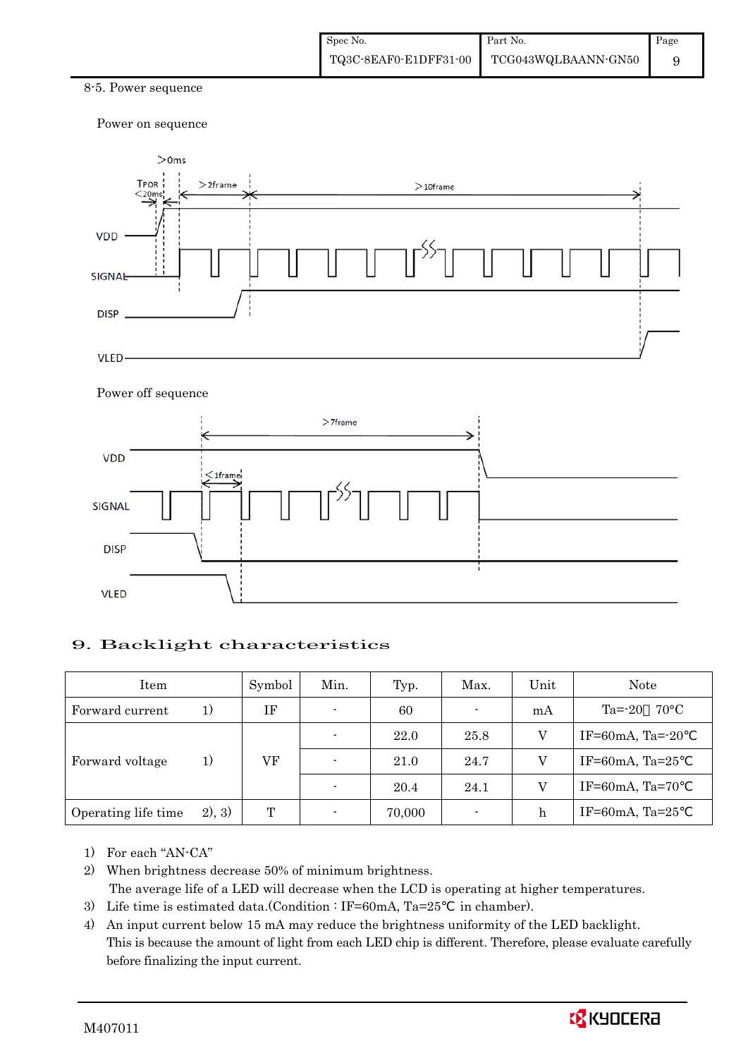8-5. Power sequence

Power on sequence

Power off sequence

# 9. Backlight characteristics

| Item | | Symbol | Min. | Typ. | Max. | Unit | Note |
|---|---|---|---|---|---|---|---|
| Forward current | 1) | IF | - | 60 | - | mA | Ta=-20～70°C |
| Forward voltage | 1) | VF | - | 22.0 | 25.8 | V | IF=60mA, Ta=-20℃ |
| | | | - | 21.0 | 24.7 | V | IF=60mA, Ta=25℃ |
| | | | - | 20.4 | 24.1 | V | IF=60mA, Ta=70℃ |
| Operating life time | 2), 3) | T | - | 70,000 | - | h | IF=60mA, Ta=25℃ |

1) For each "AN-CA"
2) When brightness decrease 50% of minimum brightness.
   The average life of a LED will decrease when the LCD is operating at higher temperatures.
3) Life time is estimated data.(Condition : IF=60mA, Ta=25℃ in chamber).
4) An input current below 15 mA may reduce the brightness uniformity of the LED backlight.
   This is because the amount of light from each LED chip is different. Therefore, please evaluate carefully before finalizing the input current.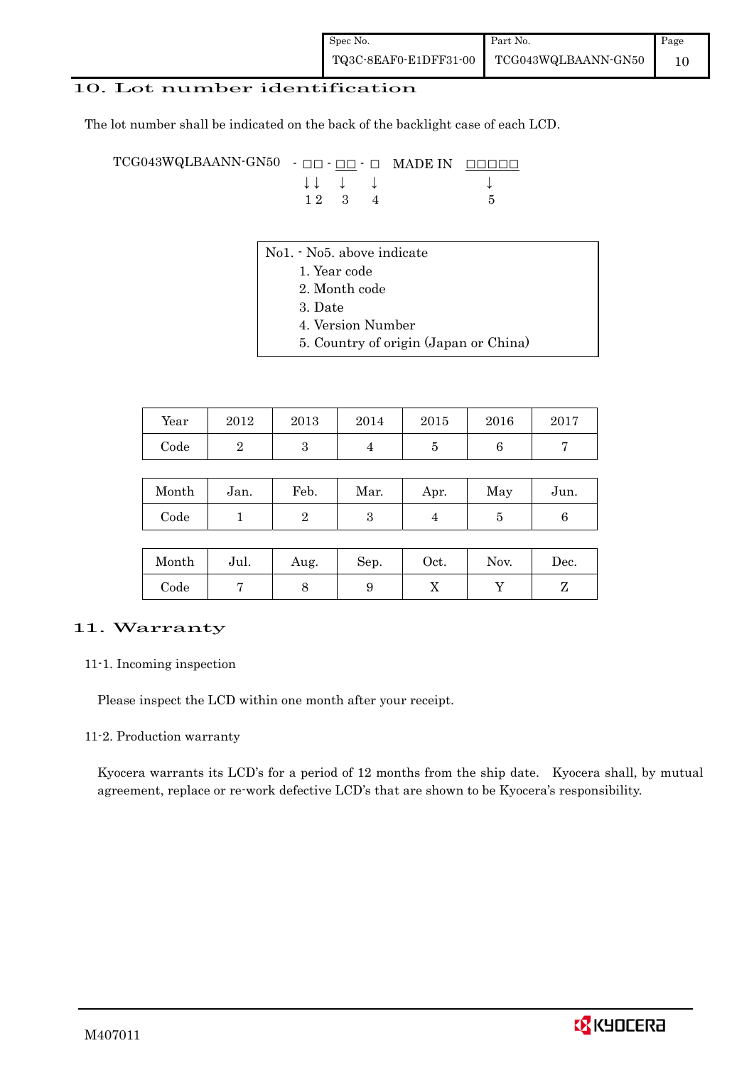## 10. Lot number identification

The lot number shall be indicated on the back of the backlight case of each LCD.

```
TCG043WQLBAANN-GN50  - □□ - □□ - □   MADE IN  □□□□□
                       ↓↓   ↓    ↓                ↓
                       1 2   3    4                5
```

No1. - No5. above indicate
1. Year code
2. Month code
3. Date
4. Version Number
5. Country of origin (Japan or China)

| Year | 2012 | 2013 | 2014 | 2015 | 2016 | 2017 |
|---|---|---|---|---|---|---|
| Code | 2 | 3 | 4 | 5 | 6 | 7 |

| Month | Jan. | Feb. | Mar. | Apr. | May | Jun. |
|---|---|---|---|---|---|---|
| Code | 1 | 2 | 3 | 4 | 5 | 6 |

| Month | Jul. | Aug. | Sep. | Oct. | Nov. | Dec. |
|---|---|---|---|---|---|---|
| Code | 7 | 8 | 9 | X | Y | Z |

## 11. Warranty

### 11-1. Incoming inspection

Please inspect the LCD within one month after your receipt.

### 11-2. Production warranty

Kyocera warrants its LCD's for a period of 12 months from the ship date. Kyocera shall, by mutual agreement, replace or re-work defective LCD's that are shown to be Kyocera's responsibility.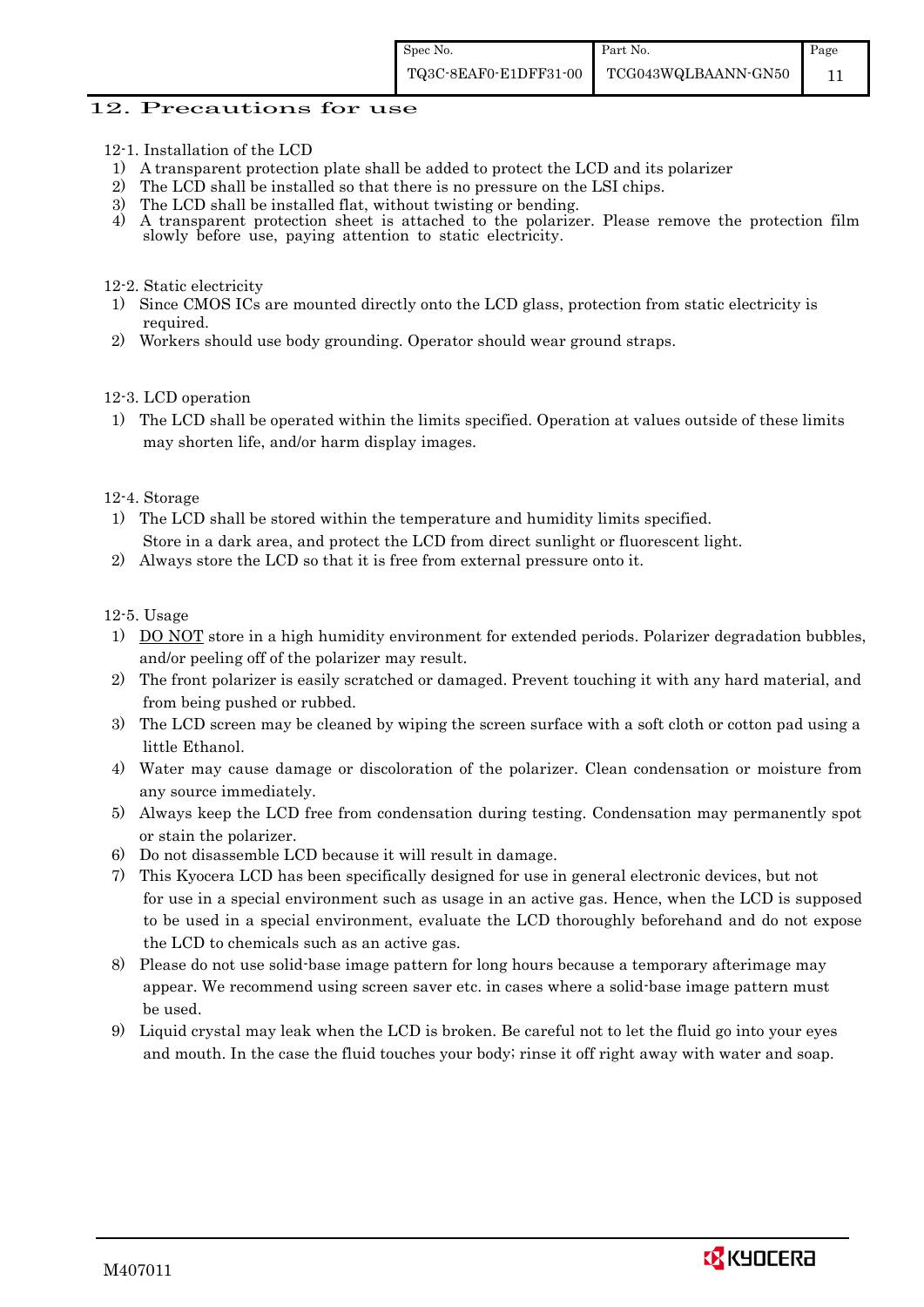## 12. Precautions for use

12-1. Installation of the LCD

1) A transparent protection plate shall be added to protect the LCD and its polarizer
2) The LCD shall be installed so that there is no pressure on the LSI chips.
3) The LCD shall be installed flat, without twisting or bending.
4) A transparent protection sheet is attached to the polarizer. Please remove the protection film slowly before use, paying attention to static electricity.

12-2. Static electricity

1) Since CMOS ICs are mounted directly onto the LCD glass, protection from static electricity is required.
2) Workers should use body grounding. Operator should wear ground straps.

12-3. LCD operation

1) The LCD shall be operated within the limits specified. Operation at values outside of these limits may shorten life, and/or harm display images.

12-4. Storage

1) The LCD shall be stored within the temperature and humidity limits specified. Store in a dark area, and protect the LCD from direct sunlight or fluorescent light.
2) Always store the LCD so that it is free from external pressure onto it.

12-5. Usage

1) DO NOT store in a high humidity environment for extended periods. Polarizer degradation bubbles, and/or peeling off of the polarizer may result.
2) The front polarizer is easily scratched or damaged. Prevent touching it with any hard material, and from being pushed or rubbed.
3) The LCD screen may be cleaned by wiping the screen surface with a soft cloth or cotton pad using a little Ethanol.
4) Water may cause damage or discoloration of the polarizer. Clean condensation or moisture from any source immediately.
5) Always keep the LCD free from condensation during testing. Condensation may permanently spot or stain the polarizer.
6) Do not disassemble LCD because it will result in damage.
7) This Kyocera LCD has been specifically designed for use in general electronic devices, but not for use in a special environment such as usage in an active gas. Hence, when the LCD is supposed to be used in a special environment, evaluate the LCD thoroughly beforehand and do not expose the LCD to chemicals such as an active gas.
8) Please do not use solid-base image pattern for long hours because a temporary afterimage may appear. We recommend using screen saver etc. in cases where a solid-base image pattern must be used.
9) Liquid crystal may leak when the LCD is broken. Be careful not to let the fluid go into your eyes and mouth. In the case the fluid touches your body; rinse it off right away with water and soap.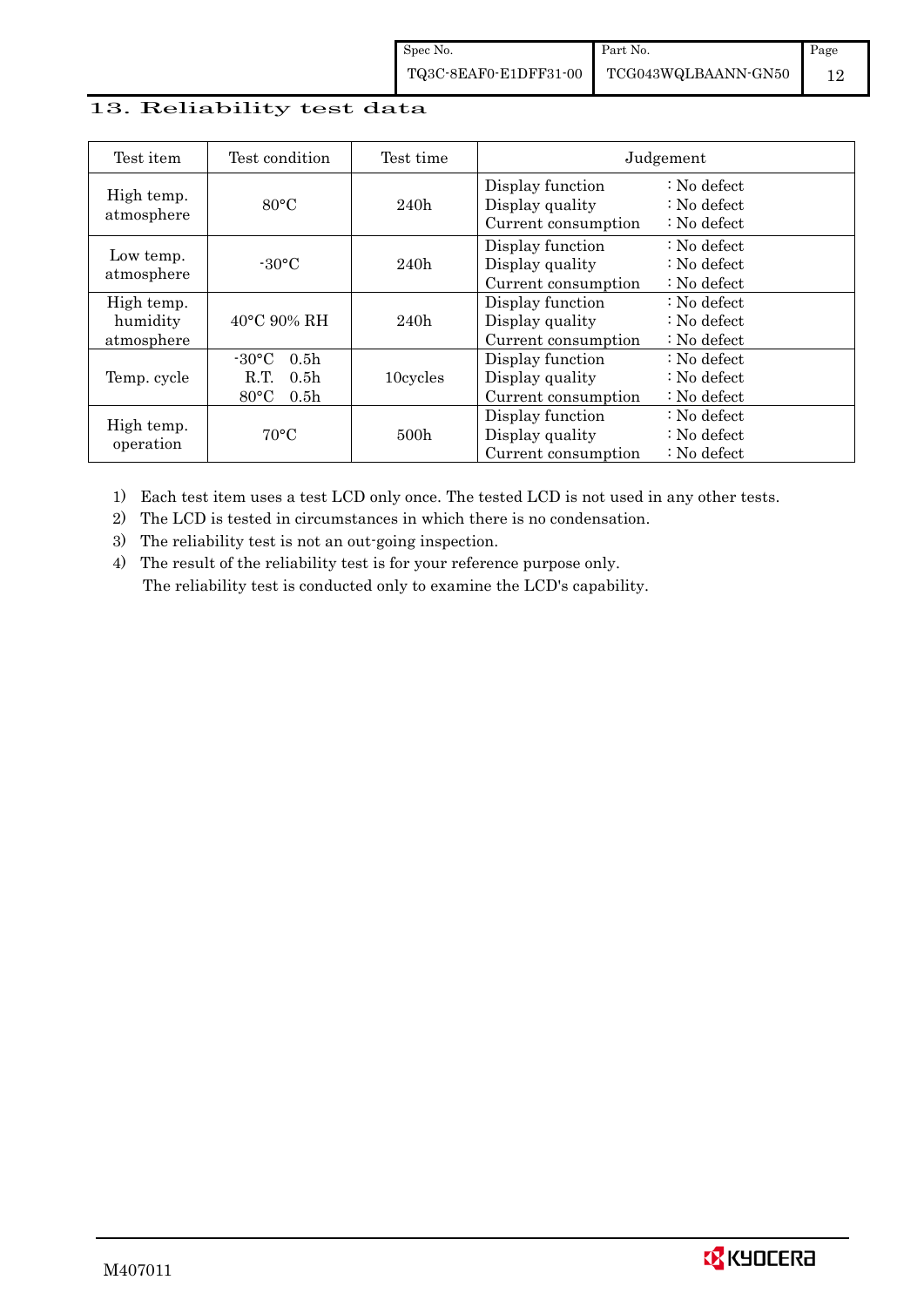## 13. Reliability test data

| Test item | Test condition | Test time | Judgement |
|---|---|---|---|
| High temp. atmosphere | 80°C | 240h | Display function : No defect<br>Display quality : No defect<br>Current consumption : No defect |
| Low temp. atmosphere | -30°C | 240h | Display function : No defect<br>Display quality : No defect<br>Current consumption : No defect |
| High temp. humidity atmosphere | 40°C 90% RH | 240h | Display function : No defect<br>Display quality : No defect<br>Current consumption : No defect |
| Temp. cycle | -30°C 0.5h<br>R.T. 0.5h<br>80°C 0.5h | 10cycles | Display function : No defect<br>Display quality : No defect<br>Current consumption : No defect |
| High temp. operation | 70°C | 500h | Display function : No defect<br>Display quality : No defect<br>Current consumption : No defect |

1) Each test item uses a test LCD only once. The tested LCD is not used in any other tests.
2) The LCD is tested in circumstances in which there is no condensation.
3) The reliability test is not an out-going inspection.
4) The result of the reliability test is for your reference purpose only.
   The reliability test is conducted only to examine the LCD's capability.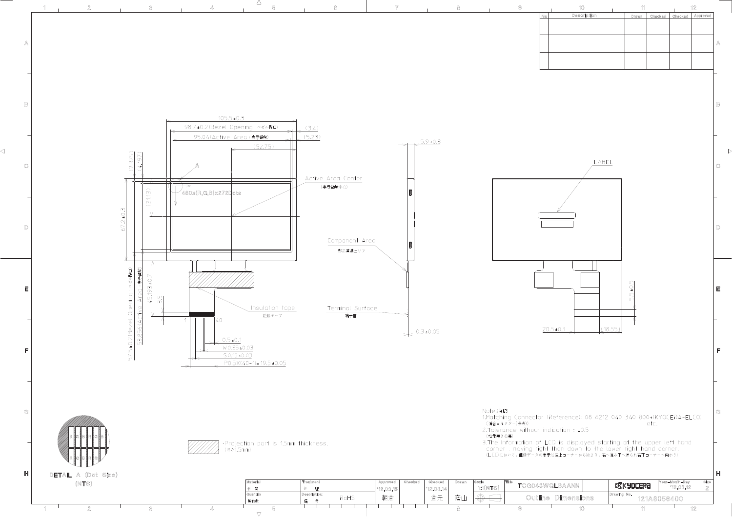## Outline Dimensions

| No. | Description | Drawn | Checked | Checked | Approved |
|---|---|---|---|---|---|
| | | | | | |
| | | | | | |
| | | | | | |

105.5±0.5

98.7±0.2(Bezel Opening：ベゼル開口)

95.04(Active Area：表示領域)

(3.4)

(5.23)

(52.75)

(2.375)

4.49

(31.13)

67.2±0.3

57.5±0.2(Bezel Opening：ベゼル開口)

53.856(Active Area：表示領域)

45.19±0.7

8.5

A

480x(R,G,B)x272Dots

Active Area Center (表示領域中心)

Component Area (部品実装エリア)

Insulation tape (絶縁テープ)

Terminal Surface (端子面)

1

40

0.5±0.1

W0.35±0.03

S0.15±0.03

P0.5X(40-1)=19.5±0.05

5.9±0.3

0.3±0.05

LABEL

5.5±0.5

20.5±0.1

(18.55)

DETAIL A (Dot Size) (NTS)

Projection part is 1.5mm thickness. (厚み1.5mm)

Note.(注記)

1.Matching Connector (Reference): 08 6212 040 340 800+(KYOCERA-ELCO) etc. (適合コネクタ（参考）)

2.Tolerance without indication : ±0.5 (普通寸法公差)

3.The Information of LCD is displayed starting at the upper left hand corner , moving right then down to the lower right hand corner. (LCDにおいて、画像データの表示は左上コーナーから始まり、右へ進み下へ進み右下コーナーへ向かう)

| Material | Treatment | Approved | Checked | Checked | Drawn | Scale | Title | | Year-Month-Day | Size |
|---|---|---|---|---|---|---|---|---|---|---|
| 材質 | 処理 | '12.03.15 | | '12.03.14 | | 1:1(NTS) | TCG043WQLBAANN | KYOCERA | '12.03.12 | 2 |
| Quantity | Description | 新倉 | | 角元 | 荻山 | | Outline Dimensions | Drawing No. 121A8058400 | | |
| 製作数 | 備考 RoHS | | | | | | | | | |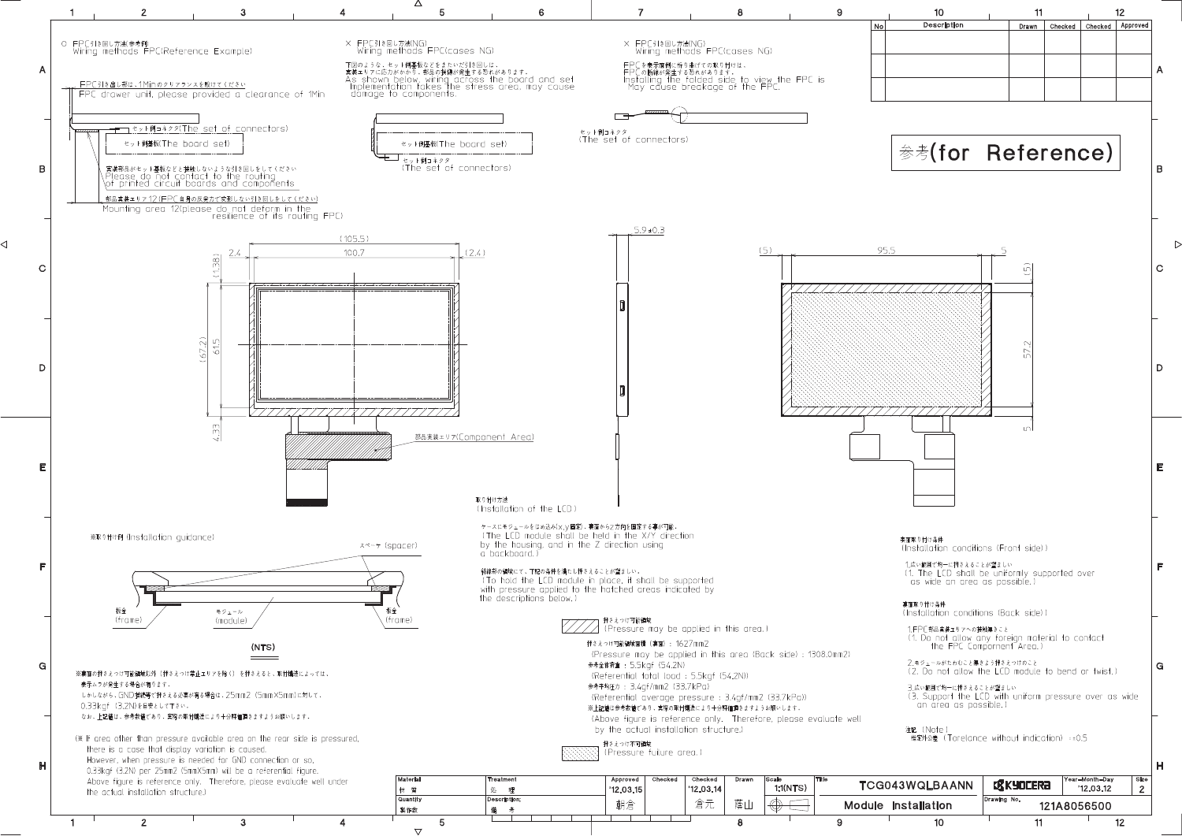○ FPC引き回し方法参考例
Wiring methods FPC(Reference Example)

FPC引き出し部は、1Minのクリアランスを設けてください
FPC drawer unit, please provided a clearance of 1Min

セット側コネクタ(The set of connectors)

セット側基板(The board set)

実装部品がセット基板などと接触しないような引き回しをしてください
Please do not contact to the routing of printed circuit boards and components

部品実装エリア12(FPC自身の反発力で変形しない引き回しをしてください)
Mounting area 12(please do not deform in the resilience of its routing FPC)

× FPC引き回し方法(NG)
Wiring methods FPC(cases NG)

下図のような、セット側基板などをまたいだ引き回しは、実装エリアに応力がかかり、部品の損傷が発生する恐れがあります。
As shown below, wiring across the board and set Implementation takes the stress area, may cause damage to components.

セット側基板(The board set)

セット側コネクタ
(The set of connectors)

× FPC引き回し方法(NG)
Wiring methods FPC(cases NG)

FPCを表示面側に折り曲げての取り付けは、FPCの断線が発生する恐れがあります。
Installing the folded side to view the FPC is May cause breakage of the FPC.

セット側コネクタ
(The set of connectors)

| No | Description | Drawn | Checked | Checked | Approved |
|---|---|---|---|---|---|
| | | | | | |
| | | | | | |
| | | | | | |

参考(for Reference)

(105.5)
2.4 100.7 (2.4)
(1.38)
(67.2) 61.5
4.33

部品実装エリア(Component Area)

5.9±0.3

(5) 95.5 5
(5)
57.2
5

取り付け方法
(Installation of the LCD)

ケースにモジュールをはめ込み(X,Y固定)、裏面から2方向を固定する事が可能。
(The LCD module shall be held in the X/Y direction by the housing, and in the Z direction using a backboard.)

斜線部の領域にて、下記の条件を満たし押さえることが望ましい。
(To hold the LCD module in place, it shall be supported with pressure applied to the hatched areas indicated by the descriptions below.)

押さえつけ可能領域
(Pressure may be applied in this area.)

押さえつけ可能領域面積(裏面): 1627mm2
(Pressure may be applied in this area (Back side) : 1308.0mm2)
参考全体荷重: 5.5kgf (54.2N)
(Referential total load : 5.5kgf (54.2N))
参考平均圧力: 3.4gf/mm2 (33.7kPa)
(Referential average pressure : 3.4gf/mm2 (33.7kPa))
※上記値は参考数値であり、実際の取付構造により十分評価をさまするようお願いします。
(Above figure is reference only. Therefore, please evaluate well by the actual installation structure.)

押さえつけ不可領域
(Pressure failure area.)

※取り付け例 (Installation guidance)

スペーサ (spacer)

板金 (frame)　モジュール (module)　板金 (frame)

(NTS)

※裏面の押さえつけ可能領域以外(押さえつけ禁止エリアを除く)を押さえると、取付構造によっては、表示ムラが発生する場合が有ります。
しかしながら、GND接続等で押さえる必要が有る場合は、25mm2 (5mmX5mm)に対して、0.33kgf (3.2N)を目安として下さい。
なお、上記値は、参考数値であり、実際の取付構造により十分評価をさまするようお願いします。

(※ If area other than pressure available area on the rear side is pressured, there is a case that display variation is caused.
However, when pressure is needed for GND connection or so, 0.33kgf (3.2N) per 25mm2 (5mmX5mm) will be a referential figure.
Above figure is reference only. Therefore, please evaluate well under the actual installation structure.)

表面取り付け条件
(Installation conditions (Front side))

1.広い範囲で均一に押さえることが望ましい
(1. The LCD shall be uniformly supported over as wide an area as possible.)

裏面取り付け条件
(Installation conditions (Back side))

1.FPC部品実装エリアへの接触禁止のこと
(1. Do not allow any foreign material to contact the FPC Component Area.)

2.モジュールがたわむ事無きよう押さえつけのこと
(2. Do not allow the LCD module to bend or twist.)

3.広い範囲で均一に押さえることが望ましい
(3. Support the LCD with uniform pressure over as wide an area as possible.)

注記 (Note)
指定外公差 (Tolerance without indication) ±0.5

| Material 材質 | Treatment 処理 | Approved '12.03.15 朝倉 | Checked | Checked '12.03.14 倉元 | Drawn 藤山 | Scale 1:1(NTS) | Title TCG043WQLBAANN Module Installation | KYOCERA | Year-Month-Day '12.03.12 | Size 2 |
|---|---|---|---|---|---|---|---|---|---|---|
| Quantity 製作数 | Description 備考 | | | | | | | Drawing No. 121A8056500 | | |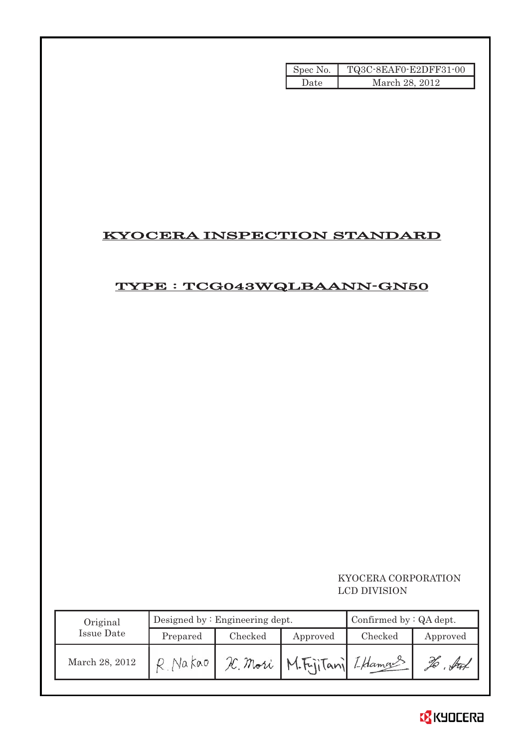| Spec No. | TQ3C-8EAF0-E2DFF31-00 |
|---|---|
| Date | March 28, 2012 |

# KYOCERA INSPECTION STANDARD

## TYPE : TCG043WQLBAANN-GN50

KYOCERA CORPORATION
LCD DIVISION

| Original Issue Date | Designed by : Engineering dept. | | | Confirmed by : QA dept. | |
|---|---|---|---|---|---|
| | Prepared | Checked | Approved | Checked | Approved |
| March 28, 2012 | R. Nakao | H. Mori | M. FujiTani | I. Hamao | |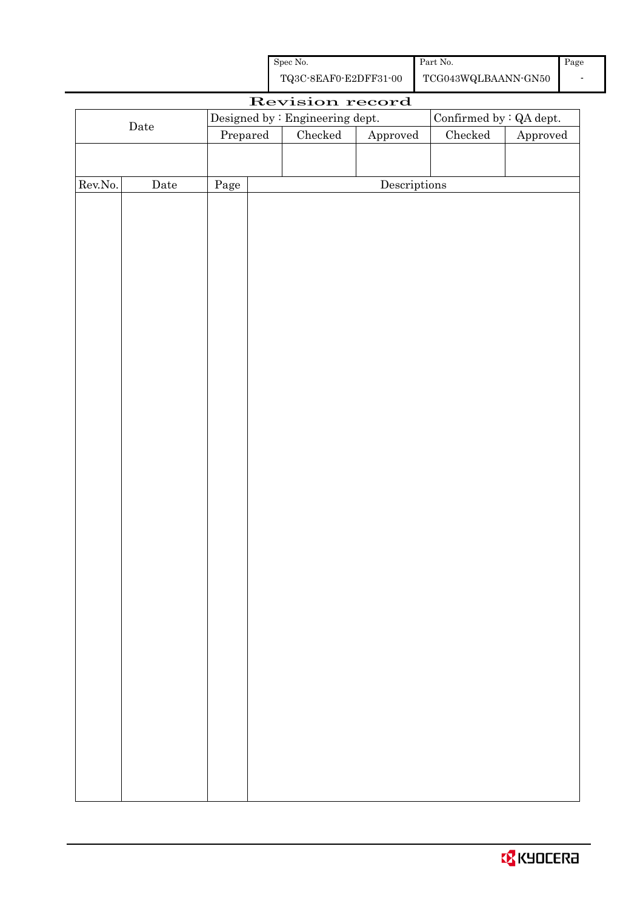| Spec No. | Part No. | Page |
| --- | --- | --- |
| TQ3C-8EAF0-E2DFF31-00 | TCG043WQLBAANN-GN50 | - |

# Revision record

| Date | Designed by : Engineering dept. | | | Confirmed by : QA dept. | |
| --- | --- | --- | --- | --- | --- |
| | Prepared | Checked | Approved | Checked | Approved |
| | | | | | |

| Rev.No. | Date | Page | Descriptions |
| --- | --- | --- | --- |
| | | | |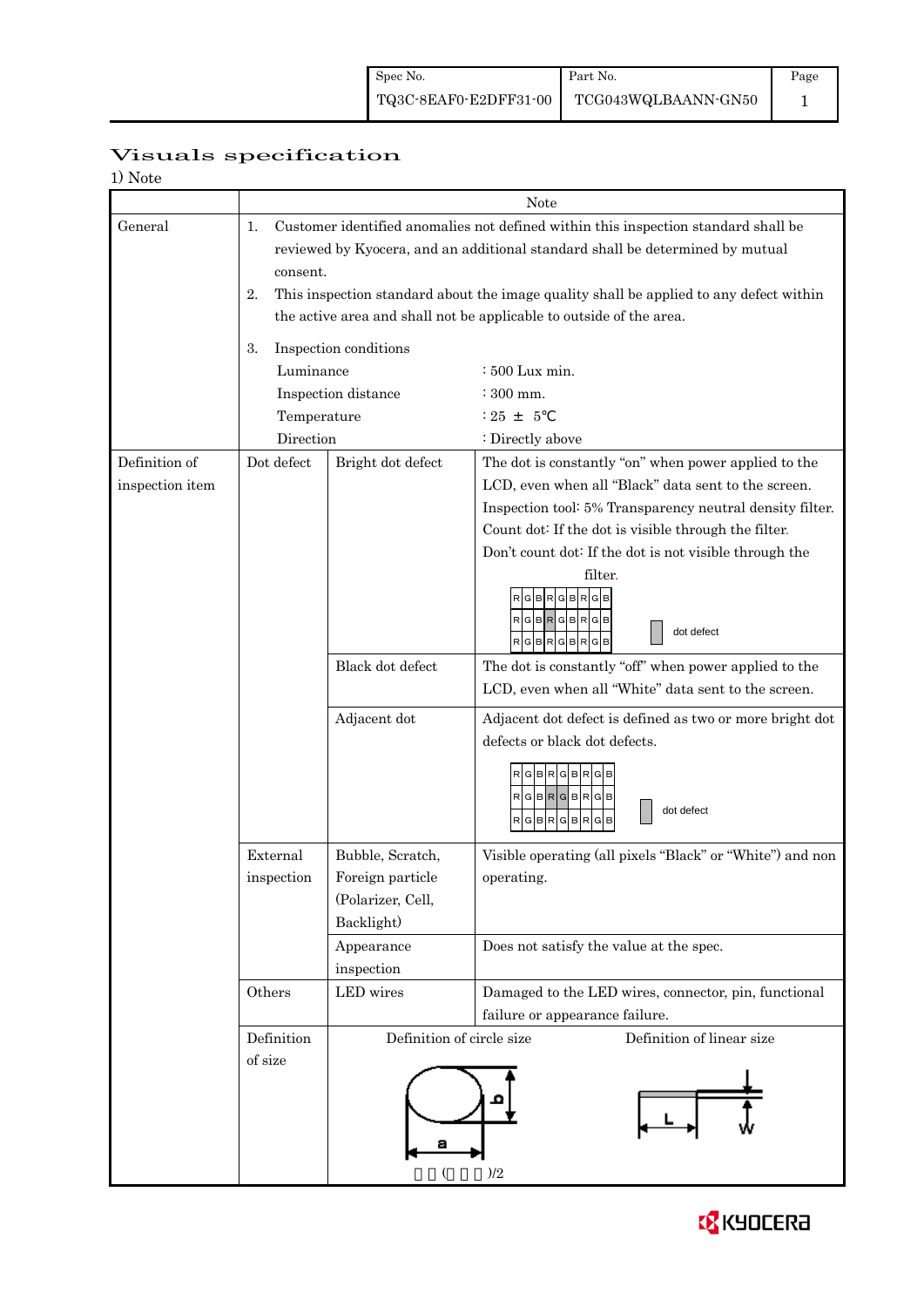| Spec No. | Part No. | Page |
|---|---|---|
| TQ3C-8EAF0-E2DFF31-00 | TCG043WQLBAANN-GN50 | 1 |

# Visuals specification

1) Note

| | Note | | |
|---|---|---|---|
| General | 1. Customer identified anomalies not defined within this inspection standard shall be reviewed by Kyocera, and an additional standard shall be determined by mutual consent.<br>2. This inspection standard about the image quality shall be applied to any defect within the active area and shall not be applicable to outside of the area.<br>3. Inspection conditions<br>Luminance : 500 Lux min.<br>Inspection distance : 300 mm.<br>Temperature : 25 ± 5℃<br>Direction : Directly above | | |
| Definition of inspection item | Dot defect | Bright dot defect | The dot is constantly "on" when power applied to the LCD, even when all "Black" data sent to the screen.<br>Inspection tool: 5% Transparency neutral density filter.<br>Count dot: If the dot is visible through the filter.<br>Don't count dot: If the dot is not visible through the filter.<br>R G B R G B R G B / R G B R G B R G B / R G B R G B R G B — dot defect |
| | | Black dot defect | The dot is constantly "off" when power applied to the LCD, even when all "White" data sent to the screen. |
| | | Adjacent dot | Adjacent dot defect is defined as two or more bright dot defects or black dot defects.<br>R G B R G B R G B / R G B R G B R G B / R G B R G B R G B — dot defect |
| | External inspection | Bubble, Scratch, Foreign particle (Polarizer, Cell, Backlight) | Visible operating (all pixels "Black" or "White") and non operating. |
| | | Appearance inspection | Does not satisfy the value at the spec. |
| | Others | LED wires | Damaged to the LED wires, connector, pin, functional failure or appearance failure. |
| | Definition of size | Definition of circle size<br>a, b<br>(a + b)/2 | Definition of linear size<br>L, W |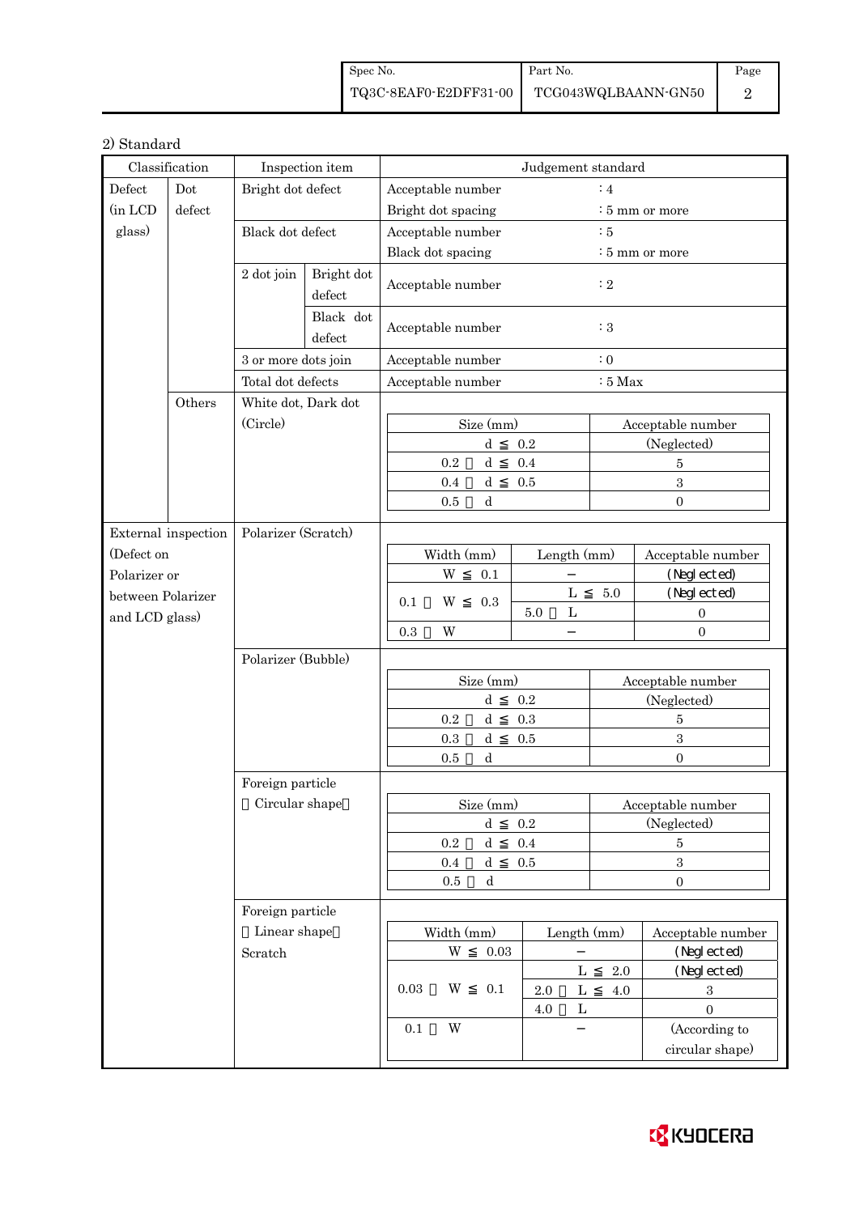2) Standard

| Classification | | Inspection item | | Judgement standard |
|---|---|---|---|---|
| Defect (in LCD glass) | Dot defect | Bright dot defect | | Acceptable number : 4<br>Bright dot spacing : 5 mm or more |
| | | Black dot defect | | Acceptable number : 5<br>Black dot spacing : 5 mm or more |
| | | 2 dot join | Bright dot defect | Acceptable number : 2 |
| | | | Black dot defect | Acceptable number : 3 |
| | | 3 or more dots join | | Acceptable number : 0 |
| | | Total dot defects | | Acceptable number : 5 Max |
| | Others | White dot, Dark dot (Circle) | | (see table below) |
| External inspection (Defect on Polarizer or between Polarizer and LCD glass) | | Polarizer (Scratch) | | (see table below) |
| | | Polarizer (Bubble) | | (see table below) |
| | | Foreign particle (Circular shape) | | (see table below) |
| | | Foreign particle (Linear shape) Scratch | | (see table below) |

White dot, Dark dot (Circle)

| Size (mm) | Acceptable number |
|---|---|
| d ≦ 0.2 | (Neglected) |
| 0.2 ＜ d ≦ 0.4 | 5 |
| 0.4 ＜ d ≦ 0.5 | 3 |
| 0.5 ＜ d | 0 |

Polarizer (Scratch)

| Width (mm) | Length (mm) | Acceptable number |
|---|---|---|
| W ≦ 0.1 | − | (Neglected) |
| 0.1 ＜ W ≦ 0.3 | L ≦ 5.0 | (Neglected) |
| | 5.0 ＜ L | 0 |
| 0.3 ＜ W | − | 0 |

Polarizer (Bubble)

| Size (mm) | Acceptable number |
|---|---|
| d ≦ 0.2 | (Neglected) |
| 0.2 ＜ d ≦ 0.3 | 5 |
| 0.3 ＜ d ≦ 0.5 | 3 |
| 0.5 ＜ d | 0 |

Foreign particle (Circular shape)

| Size (mm) | Acceptable number |
|---|---|
| d ≦ 0.2 | (Neglected) |
| 0.2 ＜ d ≦ 0.4 | 5 |
| 0.4 ＜ d ≦ 0.5 | 3 |
| 0.5 ＜ d | 0 |

Foreign particle (Linear shape) Scratch

| Width (mm) | Length (mm) | Acceptable number |
|---|---|---|
| W ≦ 0.03 | − | (Neglected) |
| 0.03 ＜ W ≦ 0.1 | L ≦ 2.0 | (Neglected) |
| | 2.0 ＜ L ≦ 4.0 | 3 |
| | 4.0 ＜ L | 0 |
| 0.1 ＜ W | − | (According to circular shape) |